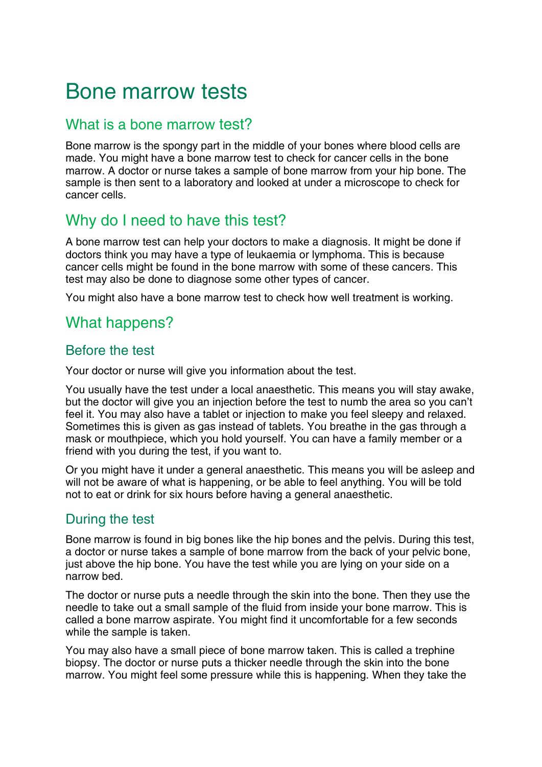# Bone marrow tests

## What is a bone marrow test?

Bone marrow is the spongy part in the middle of your bones where blood cells are made. You might have a bone marrow test to check for cancer cells in the bone marrow. A doctor or nurse takes a sample of bone marrow from your hip bone. The sample is then sent to a laboratory and looked at under a microscope to check for cancer cells.

## Why do I need to have this test?

A bone marrow test can help your doctors to make a diagnosis. It might be done if doctors think you may have a type of leukaemia or lymphoma. This is because cancer cells might be found in the bone marrow with some of these cancers. This test may also be done to diagnose some other types of cancer.

You might also have a bone marrow test to check how well treatment is working.

## What happens?

### Before the test

Your doctor or nurse will give you information about the test.

You usually have the test under a local anaesthetic. This means you will stay awake, but the doctor will give you an injection before the test to numb the area so you can't feel it. You may also have a tablet or injection to make you feel sleepy and relaxed. Sometimes this is given as gas instead of tablets. You breathe in the gas through a mask or mouthpiece, which you hold yourself. You can have a family member or a friend with you during the test, if you want to.

Or you might have it under a general anaesthetic. This means you will be asleep and will not be aware of what is happening, or be able to feel anything. You will be told not to eat or drink for six hours before having a general anaesthetic.

### During the test

Bone marrow is found in big bones like the hip bones and the pelvis. During this test, a doctor or nurse takes a sample of bone marrow from the back of your pelvic bone, just above the hip bone. You have the test while you are lying on your side on a narrow bed.

The doctor or nurse puts a needle through the skin into the bone. Then they use the needle to take out a small sample of the fluid from inside your bone marrow. This is called a bone marrow aspirate. You might find it uncomfortable for a few seconds while the sample is taken.

You may also have a small piece of bone marrow taken. This is called a trephine biopsy. The doctor or nurse puts a thicker needle through the skin into the bone marrow. You might feel some pressure while this is happening. When they take the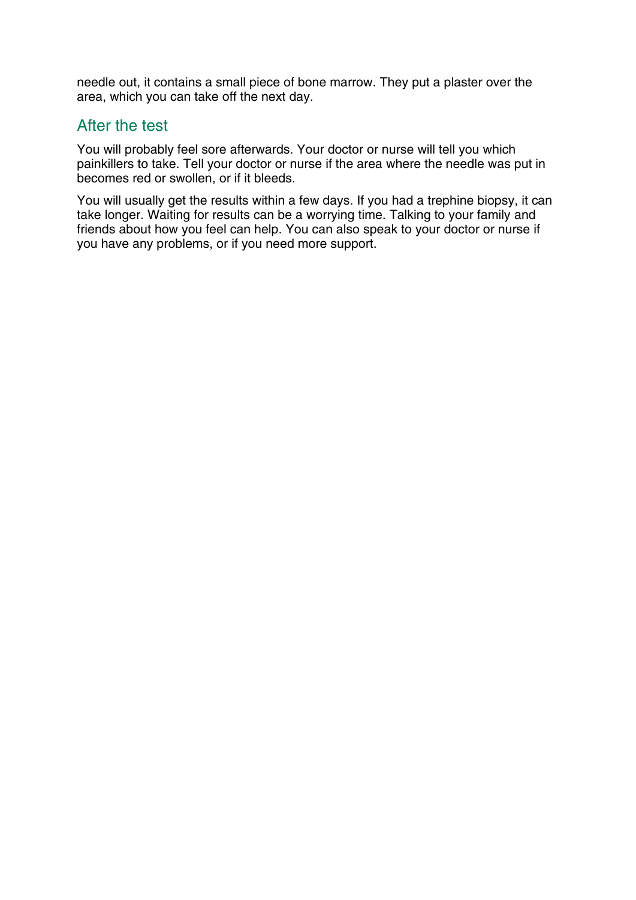needle out, it contains a small piece of bone marrow. They put a plaster over the area, which you can take off the next day.

## After the test

You will probably feel sore afterwards. Your doctor or nurse will tell you which painkillers to take. Tell your doctor or nurse if the area where the needle was put in becomes red or swollen, or if it bleeds.

You will usually get the results within a few days. If you had a trephine biopsy, it can take longer. Waiting for results can be a worrying time. Talking to your family and friends about how you feel can help. You can also speak to your doctor or nurse if you have any problems, or if you need more support.